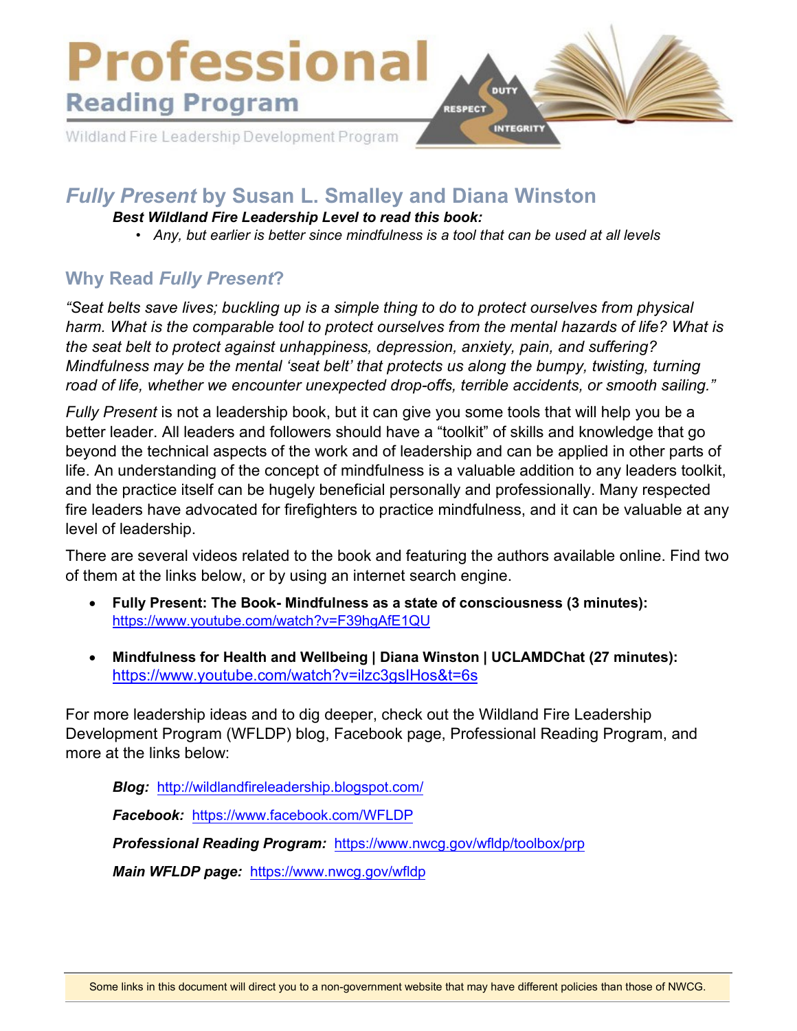# Professional

## Reading Program

Wildland Fire Leadership Development Program

## *Fully Present* by Susan L. Smalley and Diana Winston

***Best Wildland Fire Leadership Level to read this book:***

- *Any, but earlier is better since mindfulness is a tool that can be used at all levels*

## Why Read *Fully Present*?

*"Seat belts save lives; buckling up is a simple thing to do to protect ourselves from physical harm. What is the comparable tool to protect ourselves from the mental hazards of life? What is the seat belt to protect against unhappiness, depression, anxiety, pain, and suffering? Mindfulness may be the mental 'seat belt' that protects us along the bumpy, twisting, turning road of life, whether we encounter unexpected drop-offs, terrible accidents, or smooth sailing."*

*Fully Present* is not a leadership book, but it can give you some tools that will help you be a better leader. All leaders and followers should have a "toolkit" of skills and knowledge that go beyond the technical aspects of the work and of leadership and can be applied in other parts of life. An understanding of the concept of mindfulness is a valuable addition to any leaders toolkit, and the practice itself can be hugely beneficial personally and professionally. Many respected fire leaders have advocated for firefighters to practice mindfulness, and it can be valuable at any level of leadership.

There are several videos related to the book and featuring the authors available online. Find two of them at the links below, or by using an internet search engine.

- **Fully Present: The Book- Mindfulness as a state of consciousness (3 minutes):** https://www.youtube.com/watch?v=F39hgAfE1QU

- **Mindfulness for Health and Wellbeing | Diana Winston | UCLAMDChat (27 minutes):** https://www.youtube.com/watch?v=ilzc3gsIHos&t=6s

For more leadership ideas and to dig deeper, check out the Wildland Fire Leadership Development Program (WFLDP) blog, Facebook page, Professional Reading Program, and more at the links below:

***Blog:*** http://wildlandfireleadership.blogspot.com/

***Facebook:*** https://www.facebook.com/WFLDP

***Professional Reading Program:*** https://www.nwcg.gov/wfldp/toolbox/prp

***Main WFLDP page:*** https://www.nwcg.gov/wfldp

Some links in this document will direct you to a non-government website that may have different policies than those of NWCG.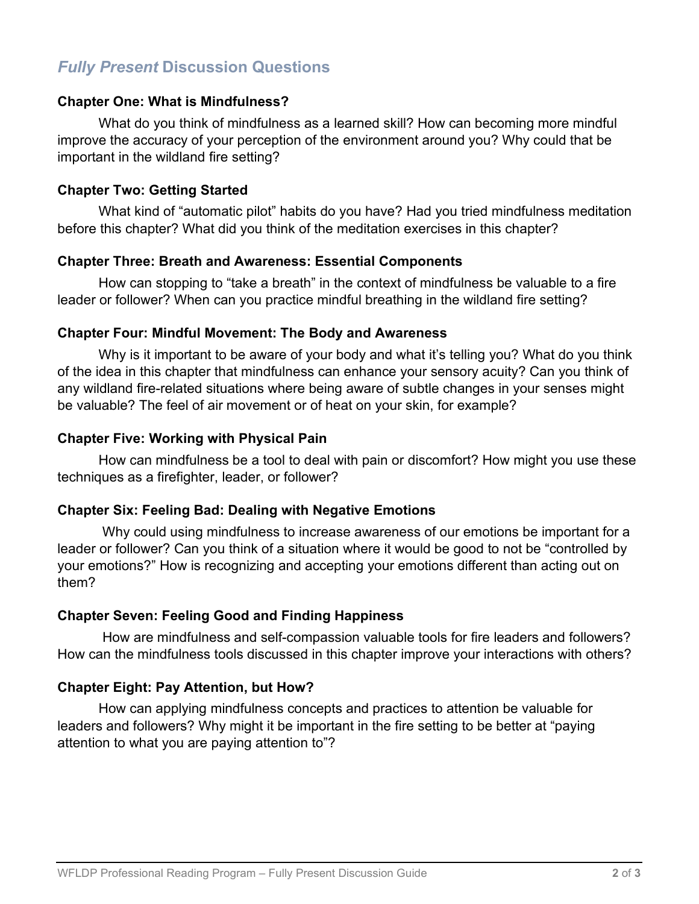## *Fully Present* Discussion Questions

### Chapter One: What is Mindfulness?

What do you think of mindfulness as a learned skill? How can becoming more mindful improve the accuracy of your perception of the environment around you? Why could that be important in the wildland fire setting?

### Chapter Two: Getting Started

What kind of "automatic pilot" habits do you have? Had you tried mindfulness meditation before this chapter? What did you think of the meditation exercises in this chapter?

### Chapter Three: Breath and Awareness: Essential Components

How can stopping to "take a breath" in the context of mindfulness be valuable to a fire leader or follower? When can you practice mindful breathing in the wildland fire setting?

### Chapter Four: Mindful Movement: The Body and Awareness

Why is it important to be aware of your body and what it's telling you? What do you think of the idea in this chapter that mindfulness can enhance your sensory acuity? Can you think of any wildland fire-related situations where being aware of subtle changes in your senses might be valuable? The feel of air movement or of heat on your skin, for example?

### Chapter Five: Working with Physical Pain

How can mindfulness be a tool to deal with pain or discomfort? How might you use these techniques as a firefighter, leader, or follower?

### Chapter Six: Feeling Bad: Dealing with Negative Emotions

Why could using mindfulness to increase awareness of our emotions be important for a leader or follower? Can you think of a situation where it would be good to not be "controlled by your emotions?" How is recognizing and accepting your emotions different than acting out on them?

### Chapter Seven: Feeling Good and Finding Happiness

How are mindfulness and self-compassion valuable tools for fire leaders and followers? How can the mindfulness tools discussed in this chapter improve your interactions with others?

### Chapter Eight: Pay Attention, but How?

How can applying mindfulness concepts and practices to attention be valuable for leaders and followers? Why might it be important in the fire setting to be better at "paying attention to what you are paying attention to"?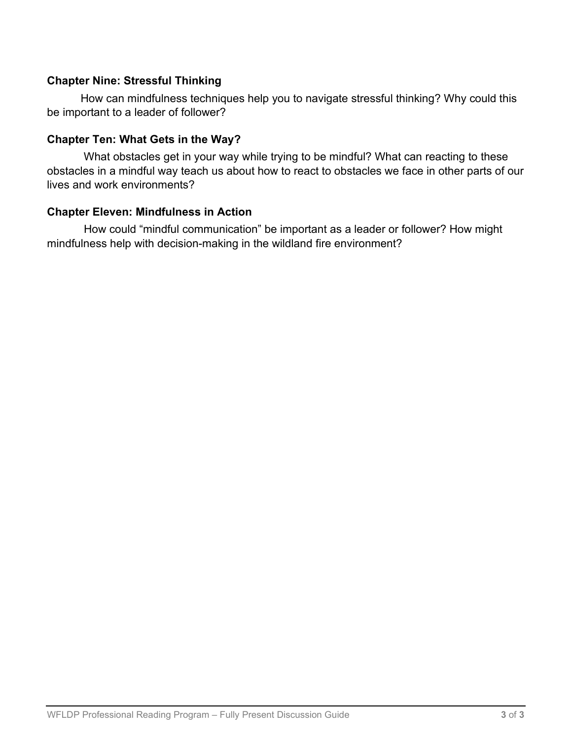**Chapter Nine: Stressful Thinking**

How can mindfulness techniques help you to navigate stressful thinking? Why could this be important to a leader of follower?

**Chapter Ten: What Gets in the Way?**

What obstacles get in your way while trying to be mindful? What can reacting to these obstacles in a mindful way teach us about how to react to obstacles we face in other parts of our lives and work environments?

**Chapter Eleven: Mindfulness in Action**

How could “mindful communication” be important as a leader or follower? How might mindfulness help with decision-making in the wildland fire environment?